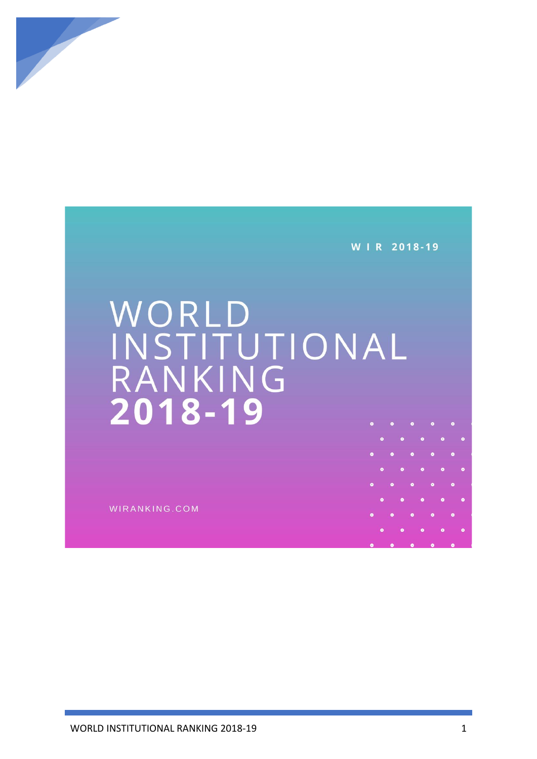W I R 2018-19

# WORLD INSTITUTIONAL RANKING 2018-19

WIRANKING.COM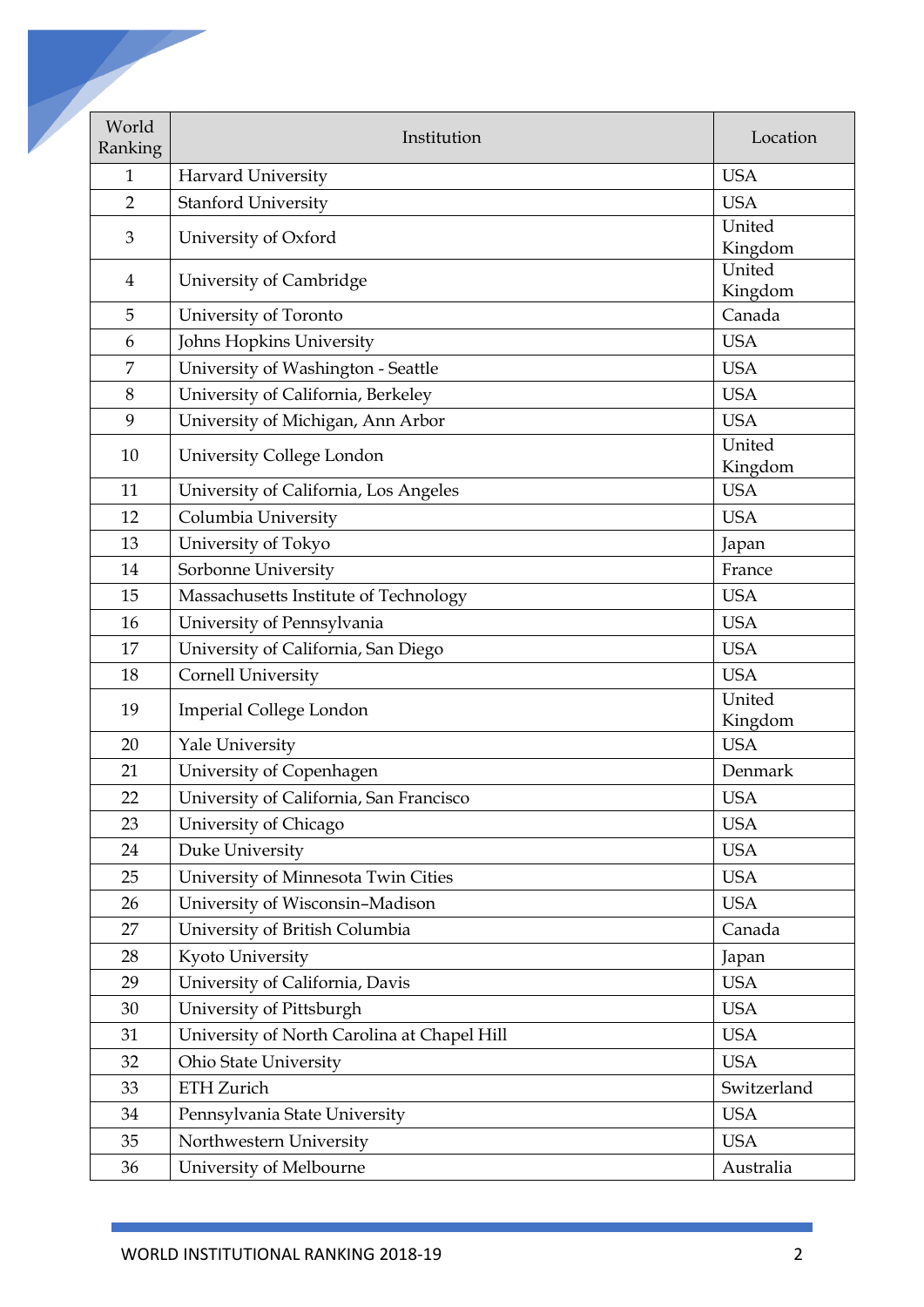| World Ranking | Institution | Location |
|---|---|---|
| 1 | Harvard University | USA |
| 2 | Stanford University | USA |
| 3 | University of Oxford | United Kingdom |
| 4 | University of Cambridge | United Kingdom |
| 5 | University of Toronto | Canada |
| 6 | Johns Hopkins University | USA |
| 7 | University of Washington - Seattle | USA |
| 8 | University of California, Berkeley | USA |
| 9 | University of Michigan, Ann Arbor | USA |
| 10 | University College London | United Kingdom |
| 11 | University of California, Los Angeles | USA |
| 12 | Columbia University | USA |
| 13 | University of Tokyo | Japan |
| 14 | Sorbonne University | France |
| 15 | Massachusetts Institute of Technology | USA |
| 16 | University of Pennsylvania | USA |
| 17 | University of California, San Diego | USA |
| 18 | Cornell University | USA |
| 19 | Imperial College London | United Kingdom |
| 20 | Yale University | USA |
| 21 | University of Copenhagen | Denmark |
| 22 | University of California, San Francisco | USA |
| 23 | University of Chicago | USA |
| 24 | Duke University | USA |
| 25 | University of Minnesota Twin Cities | USA |
| 26 | University of Wisconsin–Madison | USA |
| 27 | University of British Columbia | Canada |
| 28 | Kyoto University | Japan |
| 29 | University of California, Davis | USA |
| 30 | University of Pittsburgh | USA |
| 31 | University of North Carolina at Chapel Hill | USA |
| 32 | Ohio State University | USA |
| 33 | ETH Zurich | Switzerland |
| 34 | Pennsylvania State University | USA |
| 35 | Northwestern University | USA |
| 36 | University of Melbourne | Australia |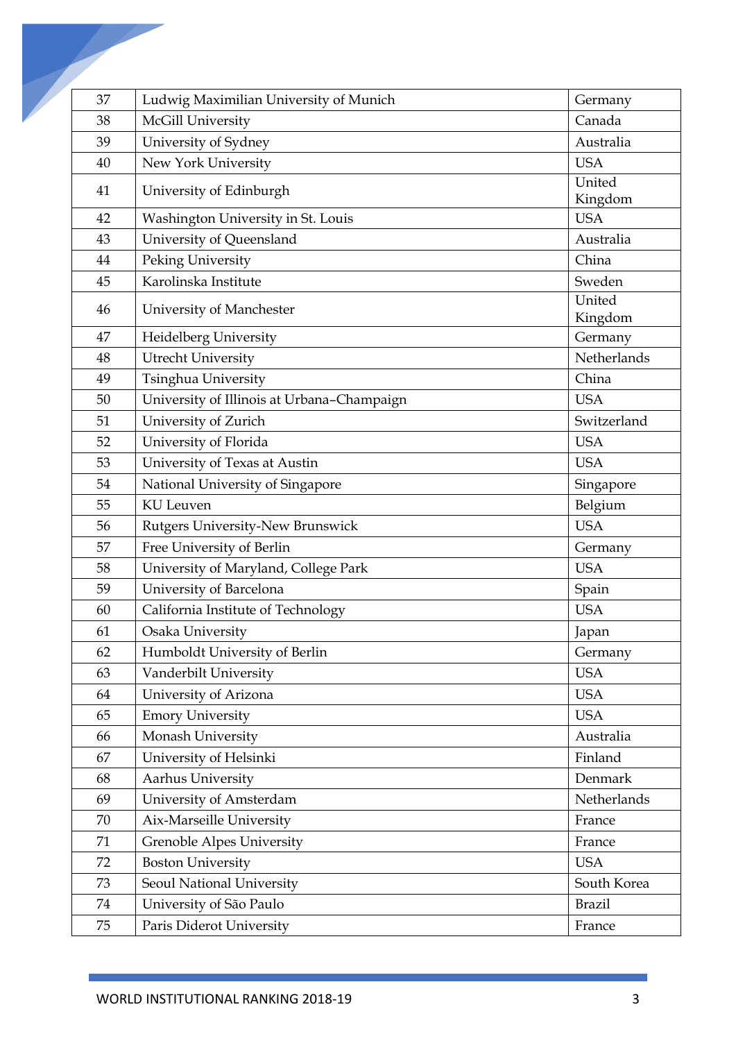| 37 | Ludwig Maximilian University of Munich | Germany |
|---|---|---|
| 38 | McGill University | Canada |
| 39 | University of Sydney | Australia |
| 40 | New York University | USA |
| 41 | University of Edinburgh | United Kingdom |
| 42 | Washington University in St. Louis | USA |
| 43 | University of Queensland | Australia |
| 44 | Peking University | China |
| 45 | Karolinska Institute | Sweden |
| 46 | University of Manchester | United Kingdom |
| 47 | Heidelberg University | Germany |
| 48 | Utrecht University | Netherlands |
| 49 | Tsinghua University | China |
| 50 | University of Illinois at Urbana–Champaign | USA |
| 51 | University of Zurich | Switzerland |
| 52 | University of Florida | USA |
| 53 | University of Texas at Austin | USA |
| 54 | National University of Singapore | Singapore |
| 55 | KU Leuven | Belgium |
| 56 | Rutgers University-New Brunswick | USA |
| 57 | Free University of Berlin | Germany |
| 58 | University of Maryland, College Park | USA |
| 59 | University of Barcelona | Spain |
| 60 | California Institute of Technology | USA |
| 61 | Osaka University | Japan |
| 62 | Humboldt University of Berlin | Germany |
| 63 | Vanderbilt University | USA |
| 64 | University of Arizona | USA |
| 65 | Emory University | USA |
| 66 | Monash University | Australia |
| 67 | University of Helsinki | Finland |
| 68 | Aarhus University | Denmark |
| 69 | University of Amsterdam | Netherlands |
| 70 | Aix-Marseille University | France |
| 71 | Grenoble Alpes University | France |
| 72 | Boston University | USA |
| 73 | Seoul National University | South Korea |
| 74 | University of São Paulo | Brazil |
| 75 | Paris Diderot University | France |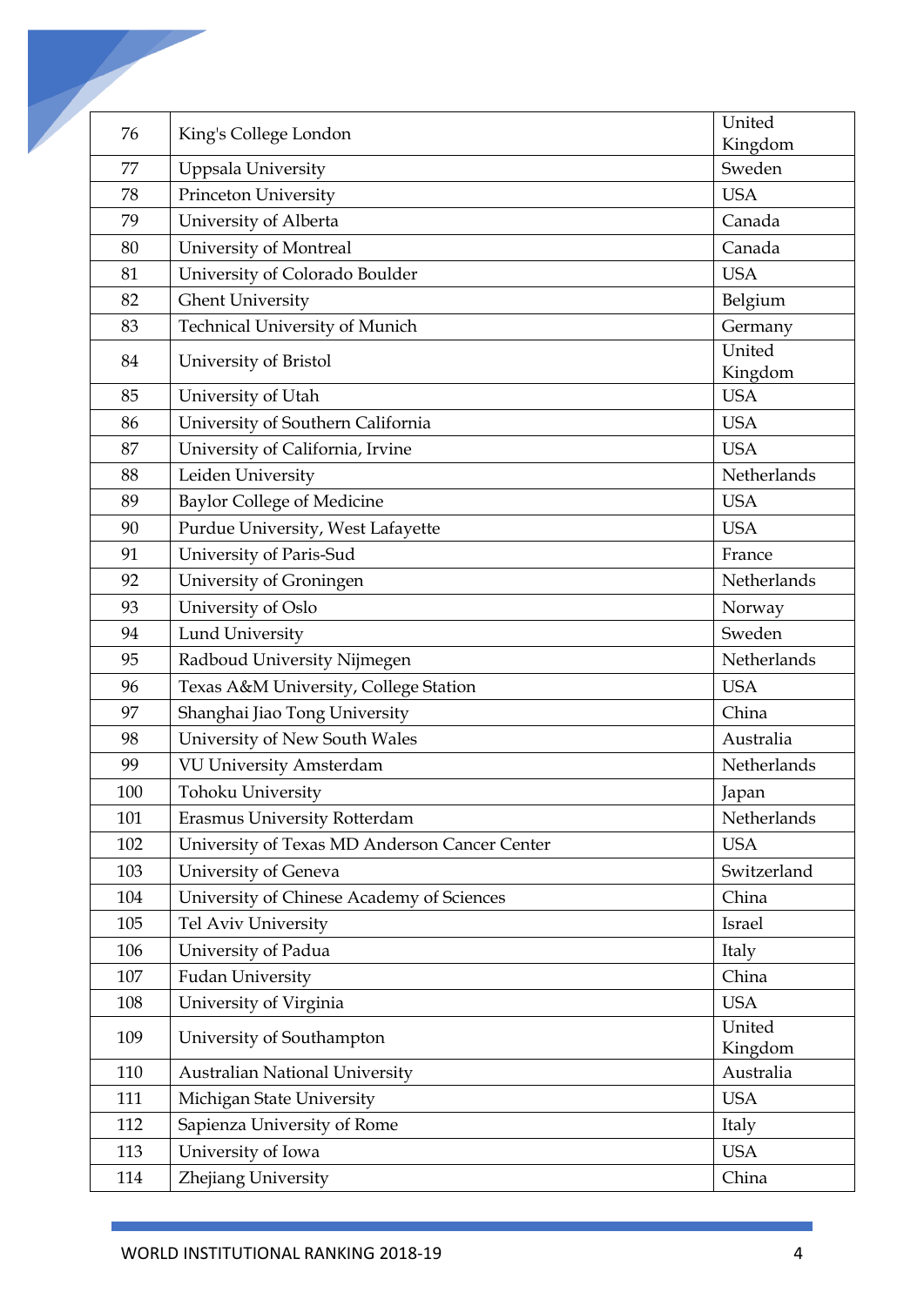| 76 | King's College London | United Kingdom |
|---|---|---|
| 77 | Uppsala University | Sweden |
| 78 | Princeton University | USA |
| 79 | University of Alberta | Canada |
| 80 | University of Montreal | Canada |
| 81 | University of Colorado Boulder | USA |
| 82 | Ghent University | Belgium |
| 83 | Technical University of Munich | Germany |
| 84 | University of Bristol | United Kingdom |
| 85 | University of Utah | USA |
| 86 | University of Southern California | USA |
| 87 | University of California, Irvine | USA |
| 88 | Leiden University | Netherlands |
| 89 | Baylor College of Medicine | USA |
| 90 | Purdue University, West Lafayette | USA |
| 91 | University of Paris-Sud | France |
| 92 | University of Groningen | Netherlands |
| 93 | University of Oslo | Norway |
| 94 | Lund University | Sweden |
| 95 | Radboud University Nijmegen | Netherlands |
| 96 | Texas A&M University, College Station | USA |
| 97 | Shanghai Jiao Tong University | China |
| 98 | University of New South Wales | Australia |
| 99 | VU University Amsterdam | Netherlands |
| 100 | Tohoku University | Japan |
| 101 | Erasmus University Rotterdam | Netherlands |
| 102 | University of Texas MD Anderson Cancer Center | USA |
| 103 | University of Geneva | Switzerland |
| 104 | University of Chinese Academy of Sciences | China |
| 105 | Tel Aviv University | Israel |
| 106 | University of Padua | Italy |
| 107 | Fudan University | China |
| 108 | University of Virginia | USA |
| 109 | University of Southampton | United Kingdom |
| 110 | Australian National University | Australia |
| 111 | Michigan State University | USA |
| 112 | Sapienza University of Rome | Italy |
| 113 | University of Iowa | USA |
| 114 | Zhejiang University | China |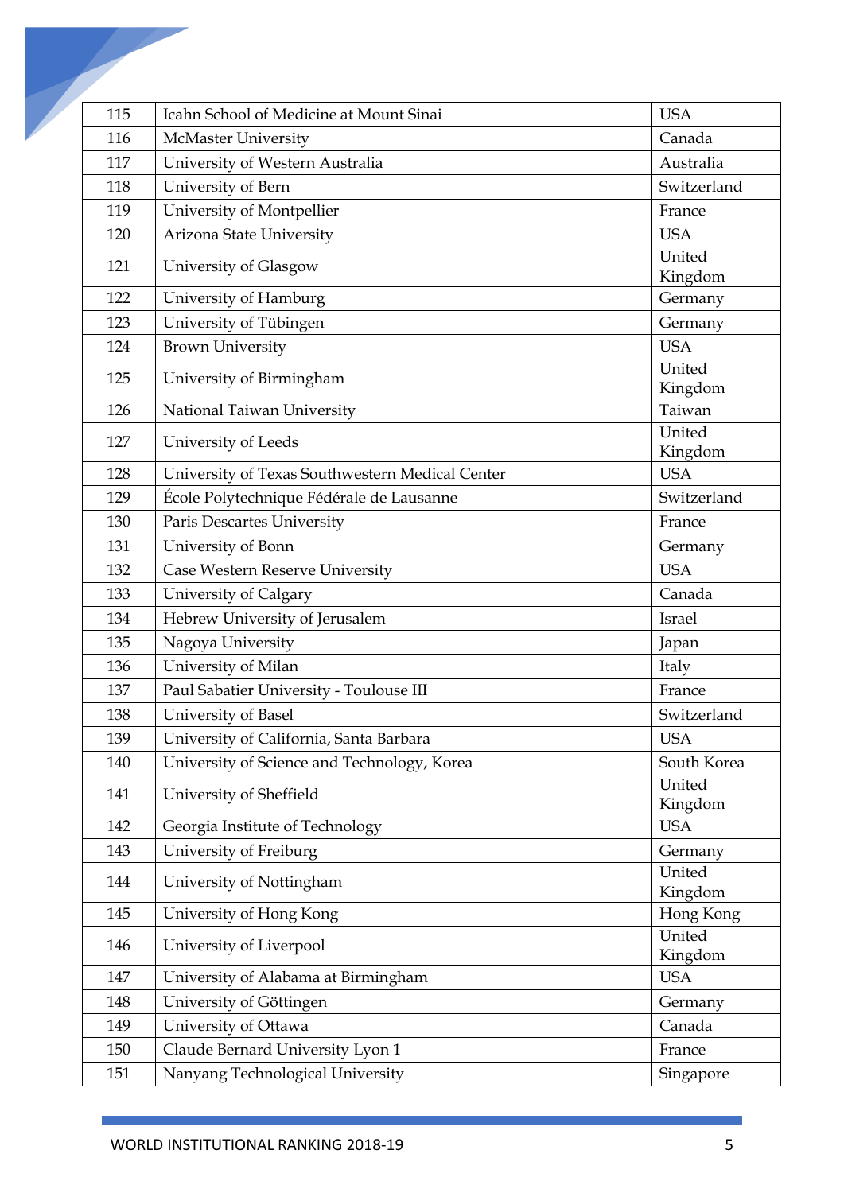| 115 | Icahn School of Medicine at Mount Sinai | USA |
|---|---|---|
| 116 | McMaster University | Canada |
| 117 | University of Western Australia | Australia |
| 118 | University of Bern | Switzerland |
| 119 | University of Montpellier | France |
| 120 | Arizona State University | USA |
| 121 | University of Glasgow | United Kingdom |
| 122 | University of Hamburg | Germany |
| 123 | University of Tübingen | Germany |
| 124 | Brown University | USA |
| 125 | University of Birmingham | United Kingdom |
| 126 | National Taiwan University | Taiwan |
| 127 | University of Leeds | United Kingdom |
| 128 | University of Texas Southwestern Medical Center | USA |
| 129 | École Polytechnique Fédérale de Lausanne | Switzerland |
| 130 | Paris Descartes University | France |
| 131 | University of Bonn | Germany |
| 132 | Case Western Reserve University | USA |
| 133 | University of Calgary | Canada |
| 134 | Hebrew University of Jerusalem | Israel |
| 135 | Nagoya University | Japan |
| 136 | University of Milan | Italy |
| 137 | Paul Sabatier University - Toulouse III | France |
| 138 | University of Basel | Switzerland |
| 139 | University of California, Santa Barbara | USA |
| 140 | University of Science and Technology, Korea | South Korea |
| 141 | University of Sheffield | United Kingdom |
| 142 | Georgia Institute of Technology | USA |
| 143 | University of Freiburg | Germany |
| 144 | University of Nottingham | United Kingdom |
| 145 | University of Hong Kong | Hong Kong |
| 146 | University of Liverpool | United Kingdom |
| 147 | University of Alabama at Birmingham | USA |
| 148 | University of Göttingen | Germany |
| 149 | University of Ottawa | Canada |
| 150 | Claude Bernard University Lyon 1 | France |
| 151 | Nanyang Technological University | Singapore |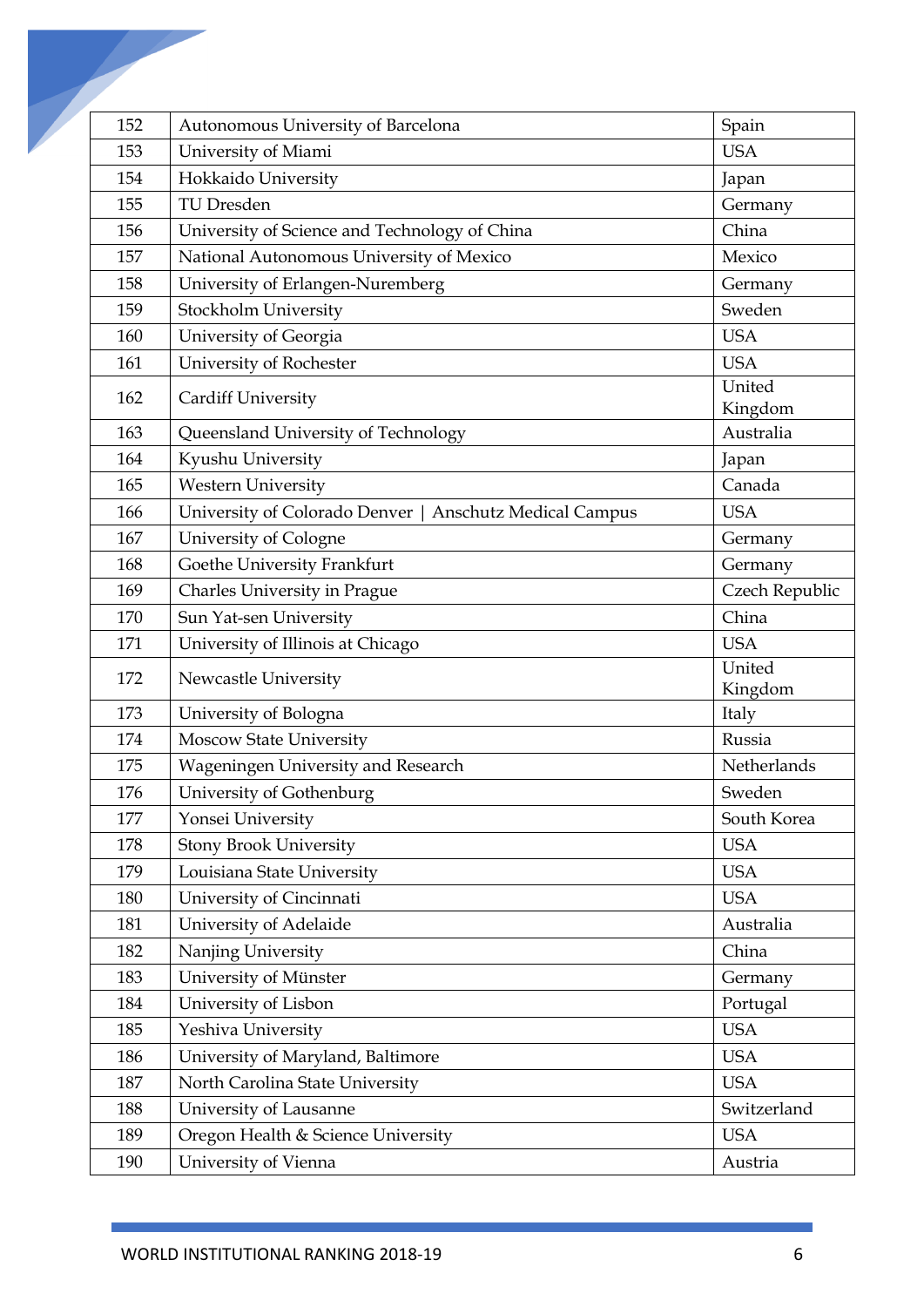| | | |
|---|---|---|
| 152 | Autonomous University of Barcelona | Spain |
| 153 | University of Miami | USA |
| 154 | Hokkaido University | Japan |
| 155 | TU Dresden | Germany |
| 156 | University of Science and Technology of China | China |
| 157 | National Autonomous University of Mexico | Mexico |
| 158 | University of Erlangen-Nuremberg | Germany |
| 159 | Stockholm University | Sweden |
| 160 | University of Georgia | USA |
| 161 | University of Rochester | USA |
| 162 | Cardiff University | United Kingdom |
| 163 | Queensland University of Technology | Australia |
| 164 | Kyushu University | Japan |
| 165 | Western University | Canada |
| 166 | University of Colorado Denver \| Anschutz Medical Campus | USA |
| 167 | University of Cologne | Germany |
| 168 | Goethe University Frankfurt | Germany |
| 169 | Charles University in Prague | Czech Republic |
| 170 | Sun Yat-sen University | China |
| 171 | University of Illinois at Chicago | USA |
| 172 | Newcastle University | United Kingdom |
| 173 | University of Bologna | Italy |
| 174 | Moscow State University | Russia |
| 175 | Wageningen University and Research | Netherlands |
| 176 | University of Gothenburg | Sweden |
| 177 | Yonsei University | South Korea |
| 178 | Stony Brook University | USA |
| 179 | Louisiana State University | USA |
| 180 | University of Cincinnati | USA |
| 181 | University of Adelaide | Australia |
| 182 | Nanjing University | China |
| 183 | University of Münster | Germany |
| 184 | University of Lisbon | Portugal |
| 185 | Yeshiva University | USA |
| 186 | University of Maryland, Baltimore | USA |
| 187 | North Carolina State University | USA |
| 188 | University of Lausanne | Switzerland |
| 189 | Oregon Health & Science University | USA |
| 190 | University of Vienna | Austria |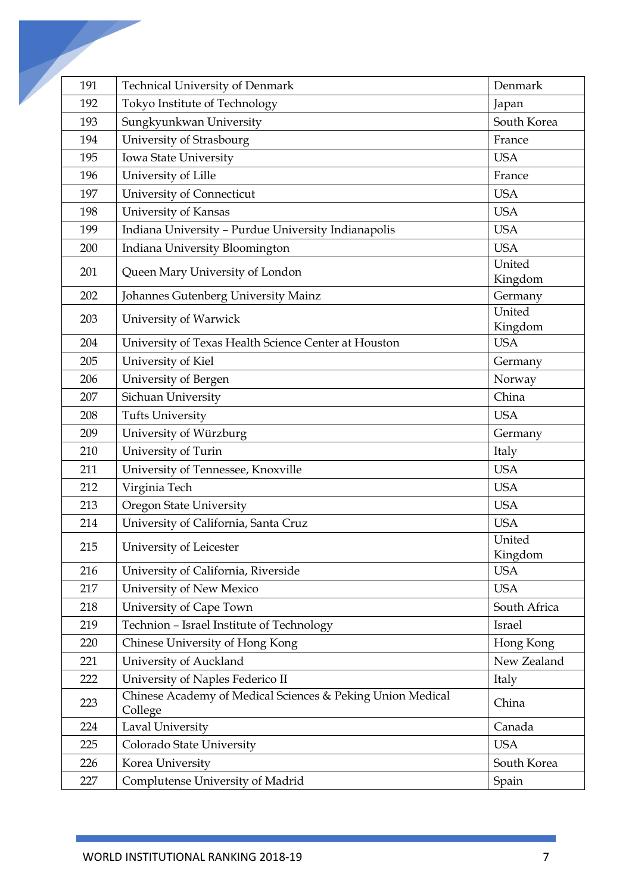| 191 | Technical University of Denmark | Denmark |
|---|---|---|
| 192 | Tokyo Institute of Technology | Japan |
| 193 | Sungkyunkwan University | South Korea |
| 194 | University of Strasbourg | France |
| 195 | Iowa State University | USA |
| 196 | University of Lille | France |
| 197 | University of Connecticut | USA |
| 198 | University of Kansas | USA |
| 199 | Indiana University – Purdue University Indianapolis | USA |
| 200 | Indiana University Bloomington | USA |
| 201 | Queen Mary University of London | United Kingdom |
| 202 | Johannes Gutenberg University Mainz | Germany |
| 203 | University of Warwick | United Kingdom |
| 204 | University of Texas Health Science Center at Houston | USA |
| 205 | University of Kiel | Germany |
| 206 | University of Bergen | Norway |
| 207 | Sichuan University | China |
| 208 | Tufts University | USA |
| 209 | University of Würzburg | Germany |
| 210 | University of Turin | Italy |
| 211 | University of Tennessee, Knoxville | USA |
| 212 | Virginia Tech | USA |
| 213 | Oregon State University | USA |
| 214 | University of California, Santa Cruz | USA |
| 215 | University of Leicester | United Kingdom |
| 216 | University of California, Riverside | USA |
| 217 | University of New Mexico | USA |
| 218 | University of Cape Town | South Africa |
| 219 | Technion – Israel Institute of Technology | Israel |
| 220 | Chinese University of Hong Kong | Hong Kong |
| 221 | University of Auckland | New Zealand |
| 222 | University of Naples Federico II | Italy |
| 223 | Chinese Academy of Medical Sciences & Peking Union Medical College | China |
| 224 | Laval University | Canada |
| 225 | Colorado State University | USA |
| 226 | Korea University | South Korea |
| 227 | Complutense University of Madrid | Spain |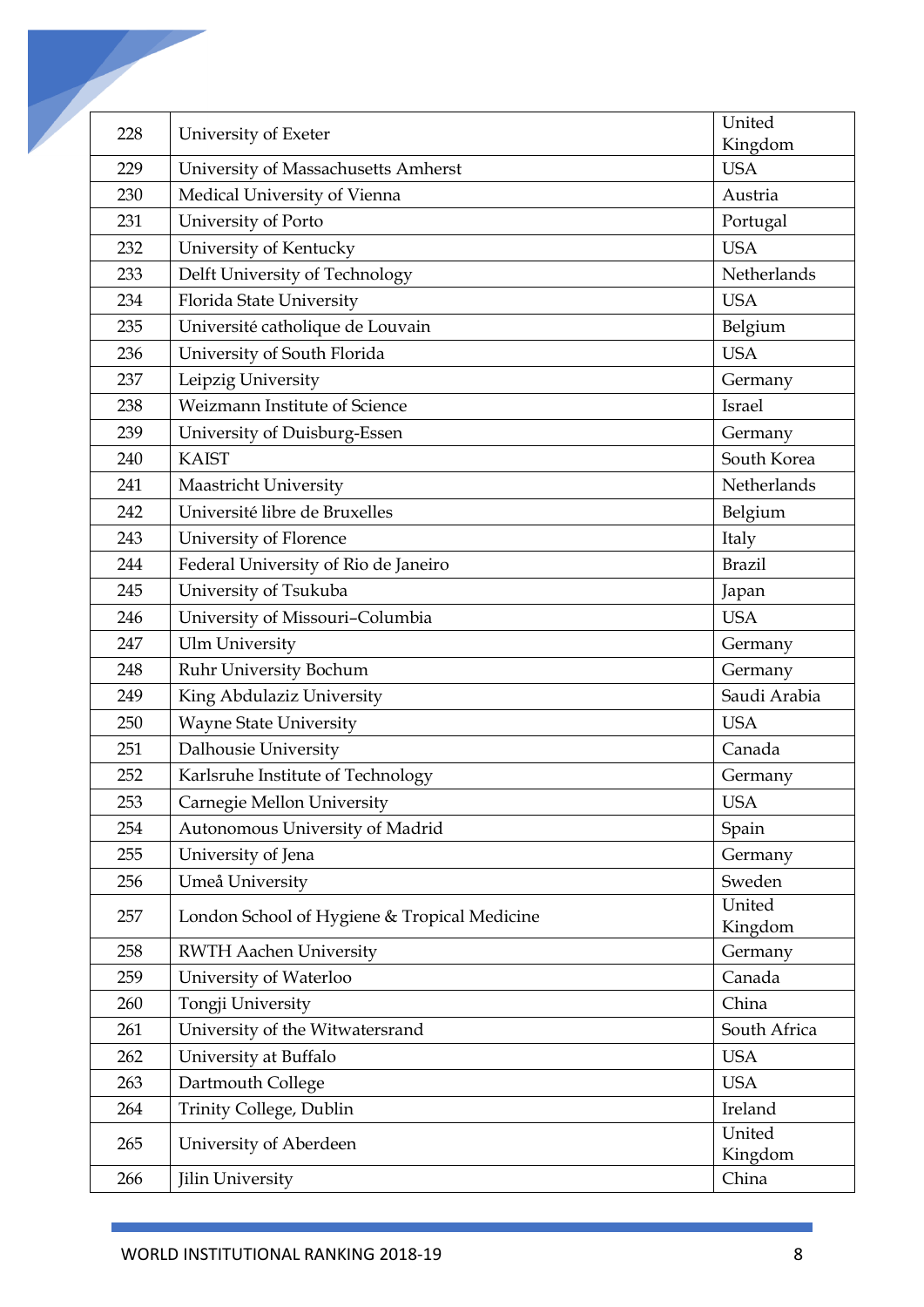| 228 | University of Exeter | United Kingdom |
|---|---|---|
| 229 | University of Massachusetts Amherst | USA |
| 230 | Medical University of Vienna | Austria |
| 231 | University of Porto | Portugal |
| 232 | University of Kentucky | USA |
| 233 | Delft University of Technology | Netherlands |
| 234 | Florida State University | USA |
| 235 | Université catholique de Louvain | Belgium |
| 236 | University of South Florida | USA |
| 237 | Leipzig University | Germany |
| 238 | Weizmann Institute of Science | Israel |
| 239 | University of Duisburg-Essen | Germany |
| 240 | KAIST | South Korea |
| 241 | Maastricht University | Netherlands |
| 242 | Université libre de Bruxelles | Belgium |
| 243 | University of Florence | Italy |
| 244 | Federal University of Rio de Janeiro | Brazil |
| 245 | University of Tsukuba | Japan |
| 246 | University of Missouri–Columbia | USA |
| 247 | Ulm University | Germany |
| 248 | Ruhr University Bochum | Germany |
| 249 | King Abdulaziz University | Saudi Arabia |
| 250 | Wayne State University | USA |
| 251 | Dalhousie University | Canada |
| 252 | Karlsruhe Institute of Technology | Germany |
| 253 | Carnegie Mellon University | USA |
| 254 | Autonomous University of Madrid | Spain |
| 255 | University of Jena | Germany |
| 256 | Umeå University | Sweden |
| 257 | London School of Hygiene & Tropical Medicine | United Kingdom |
| 258 | RWTH Aachen University | Germany |
| 259 | University of Waterloo | Canada |
| 260 | Tongji University | China |
| 261 | University of the Witwatersrand | South Africa |
| 262 | University at Buffalo | USA |
| 263 | Dartmouth College | USA |
| 264 | Trinity College, Dublin | Ireland |
| 265 | University of Aberdeen | United Kingdom |
| 266 | Jilin University | China |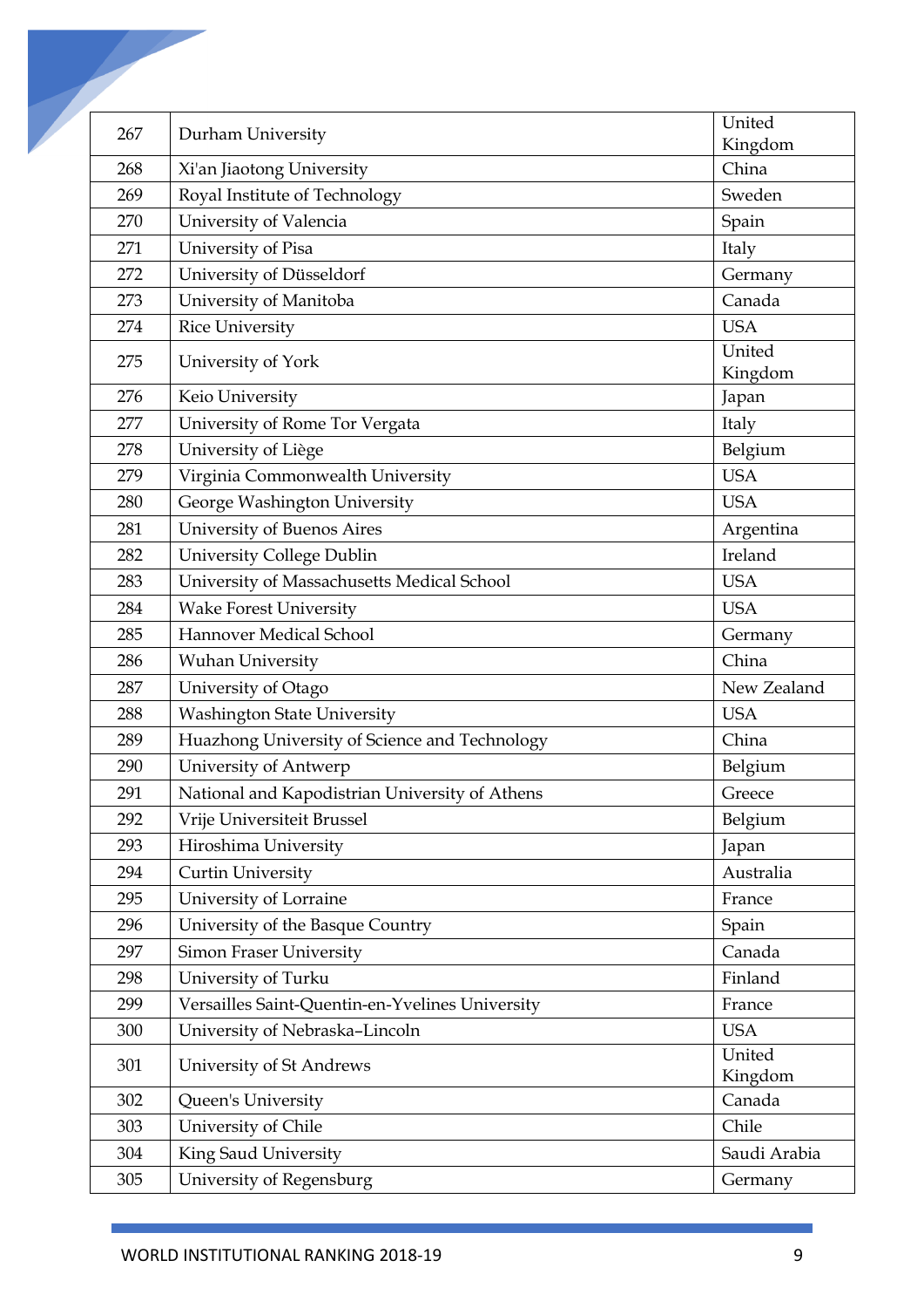| 267 | Durham University | United Kingdom |
|---|---|---|
| 268 | Xi'an Jiaotong University | China |
| 269 | Royal Institute of Technology | Sweden |
| 270 | University of Valencia | Spain |
| 271 | University of Pisa | Italy |
| 272 | University of Düsseldorf | Germany |
| 273 | University of Manitoba | Canada |
| 274 | Rice University | USA |
| 275 | University of York | United Kingdom |
| 276 | Keio University | Japan |
| 277 | University of Rome Tor Vergata | Italy |
| 278 | University of Liège | Belgium |
| 279 | Virginia Commonwealth University | USA |
| 280 | George Washington University | USA |
| 281 | University of Buenos Aires | Argentina |
| 282 | University College Dublin | Ireland |
| 283 | University of Massachusetts Medical School | USA |
| 284 | Wake Forest University | USA |
| 285 | Hannover Medical School | Germany |
| 286 | Wuhan University | China |
| 287 | University of Otago | New Zealand |
| 288 | Washington State University | USA |
| 289 | Huazhong University of Science and Technology | China |
| 290 | University of Antwerp | Belgium |
| 291 | National and Kapodistrian University of Athens | Greece |
| 292 | Vrije Universiteit Brussel | Belgium |
| 293 | Hiroshima University | Japan |
| 294 | Curtin University | Australia |
| 295 | University of Lorraine | France |
| 296 | University of the Basque Country | Spain |
| 297 | Simon Fraser University | Canada |
| 298 | University of Turku | Finland |
| 299 | Versailles Saint-Quentin-en-Yvelines University | France |
| 300 | University of Nebraska–Lincoln | USA |
| 301 | University of St Andrews | United Kingdom |
| 302 | Queen's University | Canada |
| 303 | University of Chile | Chile |
| 304 | King Saud University | Saudi Arabia |
| 305 | University of Regensburg | Germany |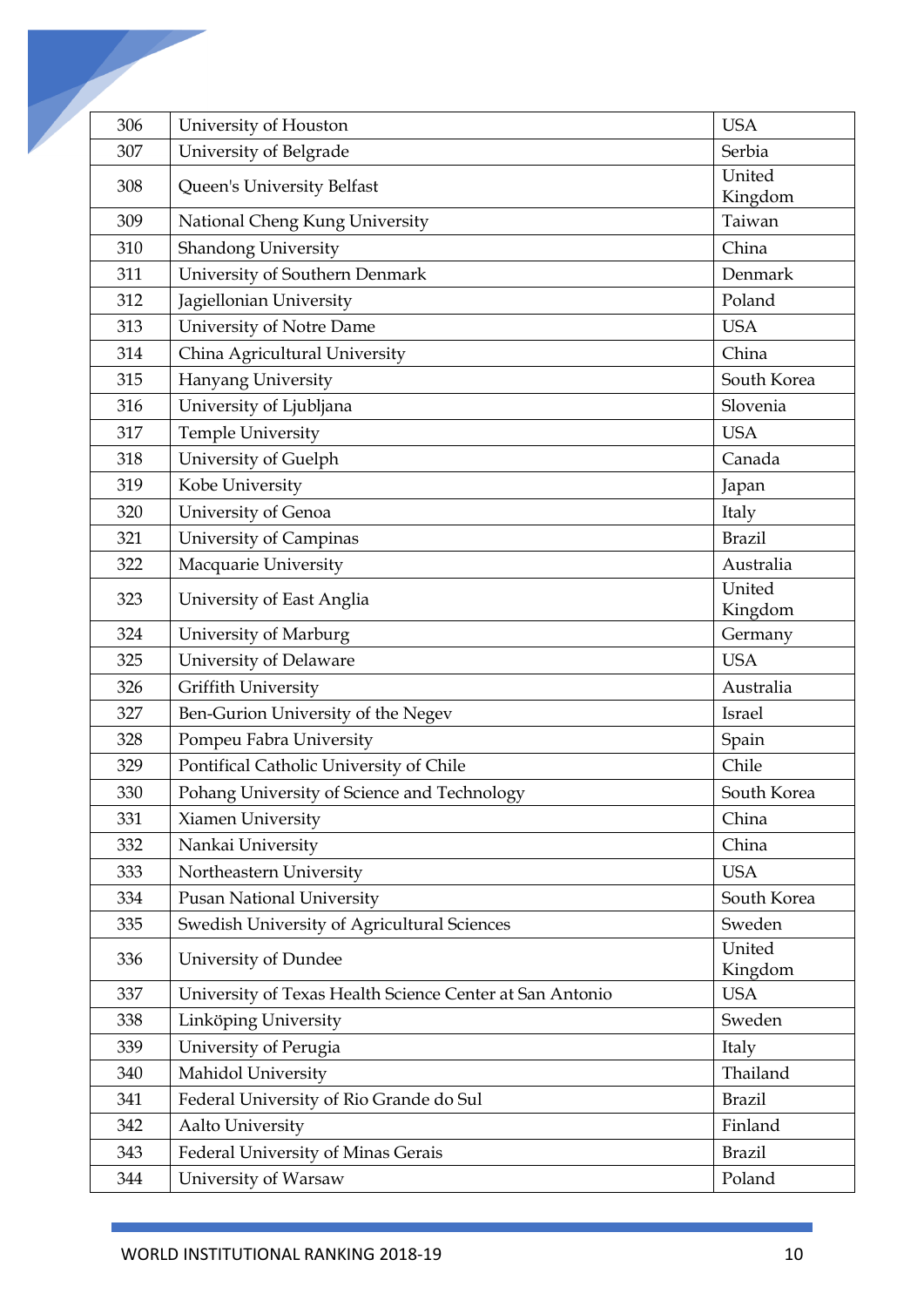| 306 | University of Houston | USA |
|---|---|---|
| 307 | University of Belgrade | Serbia |
| 308 | Queen's University Belfast | United Kingdom |
| 309 | National Cheng Kung University | Taiwan |
| 310 | Shandong University | China |
| 311 | University of Southern Denmark | Denmark |
| 312 | Jagiellonian University | Poland |
| 313 | University of Notre Dame | USA |
| 314 | China Agricultural University | China |
| 315 | Hanyang University | South Korea |
| 316 | University of Ljubljana | Slovenia |
| 317 | Temple University | USA |
| 318 | University of Guelph | Canada |
| 319 | Kobe University | Japan |
| 320 | University of Genoa | Italy |
| 321 | University of Campinas | Brazil |
| 322 | Macquarie University | Australia |
| 323 | University of East Anglia | United Kingdom |
| 324 | University of Marburg | Germany |
| 325 | University of Delaware | USA |
| 326 | Griffith University | Australia |
| 327 | Ben-Gurion University of the Negev | Israel |
| 328 | Pompeu Fabra University | Spain |
| 329 | Pontifical Catholic University of Chile | Chile |
| 330 | Pohang University of Science and Technology | South Korea |
| 331 | Xiamen University | China |
| 332 | Nankai University | China |
| 333 | Northeastern University | USA |
| 334 | Pusan National University | South Korea |
| 335 | Swedish University of Agricultural Sciences | Sweden |
| 336 | University of Dundee | United Kingdom |
| 337 | University of Texas Health Science Center at San Antonio | USA |
| 338 | Linköping University | Sweden |
| 339 | University of Perugia | Italy |
| 340 | Mahidol University | Thailand |
| 341 | Federal University of Rio Grande do Sul | Brazil |
| 342 | Aalto University | Finland |
| 343 | Federal University of Minas Gerais | Brazil |
| 344 | University of Warsaw | Poland |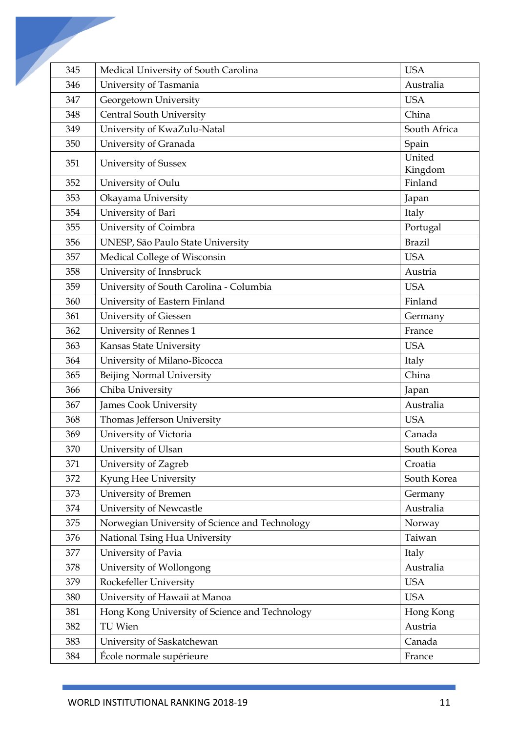| 345 | Medical University of South Carolina | USA |
|---|---|---|
| 346 | University of Tasmania | Australia |
| 347 | Georgetown University | USA |
| 348 | Central South University | China |
| 349 | University of KwaZulu-Natal | South Africa |
| 350 | University of Granada | Spain |
| 351 | University of Sussex | United Kingdom |
| 352 | University of Oulu | Finland |
| 353 | Okayama University | Japan |
| 354 | University of Bari | Italy |
| 355 | University of Coimbra | Portugal |
| 356 | UNESP, São Paulo State University | Brazil |
| 357 | Medical College of Wisconsin | USA |
| 358 | University of Innsbruck | Austria |
| 359 | University of South Carolina - Columbia | USA |
| 360 | University of Eastern Finland | Finland |
| 361 | University of Giessen | Germany |
| 362 | University of Rennes 1 | France |
| 363 | Kansas State University | USA |
| 364 | University of Milano-Bicocca | Italy |
| 365 | Beijing Normal University | China |
| 366 | Chiba University | Japan |
| 367 | James Cook University | Australia |
| 368 | Thomas Jefferson University | USA |
| 369 | University of Victoria | Canada |
| 370 | University of Ulsan | South Korea |
| 371 | University of Zagreb | Croatia |
| 372 | Kyung Hee University | South Korea |
| 373 | University of Bremen | Germany |
| 374 | University of Newcastle | Australia |
| 375 | Norwegian University of Science and Technology | Norway |
| 376 | National Tsing Hua University | Taiwan |
| 377 | University of Pavia | Italy |
| 378 | University of Wollongong | Australia |
| 379 | Rockefeller University | USA |
| 380 | University of Hawaii at Manoa | USA |
| 381 | Hong Kong University of Science and Technology | Hong Kong |
| 382 | TU Wien | Austria |
| 383 | University of Saskatchewan | Canada |
| 384 | École normale supérieure | France |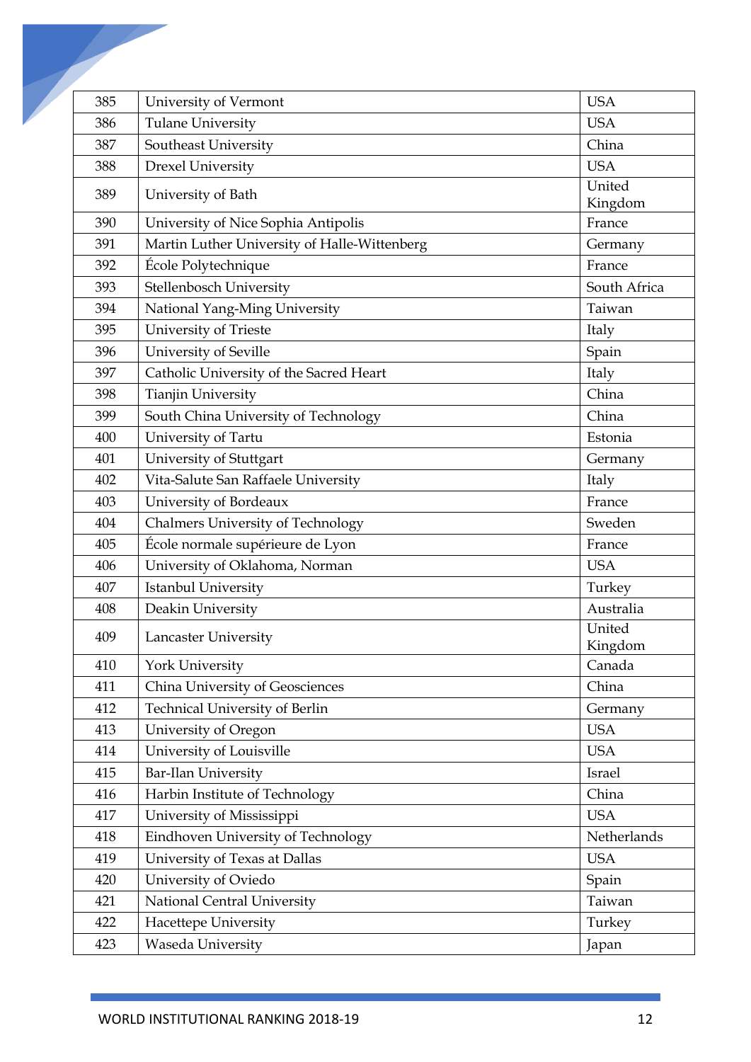| 385 | University of Vermont | USA |
|---|---|---|
| 386 | Tulane University | USA |
| 387 | Southeast University | China |
| 388 | Drexel University | USA |
| 389 | University of Bath | United Kingdom |
| 390 | University of Nice Sophia Antipolis | France |
| 391 | Martin Luther University of Halle-Wittenberg | Germany |
| 392 | École Polytechnique | France |
| 393 | Stellenbosch University | South Africa |
| 394 | National Yang-Ming University | Taiwan |
| 395 | University of Trieste | Italy |
| 396 | University of Seville | Spain |
| 397 | Catholic University of the Sacred Heart | Italy |
| 398 | Tianjin University | China |
| 399 | South China University of Technology | China |
| 400 | University of Tartu | Estonia |
| 401 | University of Stuttgart | Germany |
| 402 | Vita-Salute San Raffaele University | Italy |
| 403 | University of Bordeaux | France |
| 404 | Chalmers University of Technology | Sweden |
| 405 | École normale supérieure de Lyon | France |
| 406 | University of Oklahoma, Norman | USA |
| 407 | Istanbul University | Turkey |
| 408 | Deakin University | Australia |
| 409 | Lancaster University | United Kingdom |
| 410 | York University | Canada |
| 411 | China University of Geosciences | China |
| 412 | Technical University of Berlin | Germany |
| 413 | University of Oregon | USA |
| 414 | University of Louisville | USA |
| 415 | Bar-Ilan University | Israel |
| 416 | Harbin Institute of Technology | China |
| 417 | University of Mississippi | USA |
| 418 | Eindhoven University of Technology | Netherlands |
| 419 | University of Texas at Dallas | USA |
| 420 | University of Oviedo | Spain |
| 421 | National Central University | Taiwan |
| 422 | Hacettepe University | Turkey |
| 423 | Waseda University | Japan |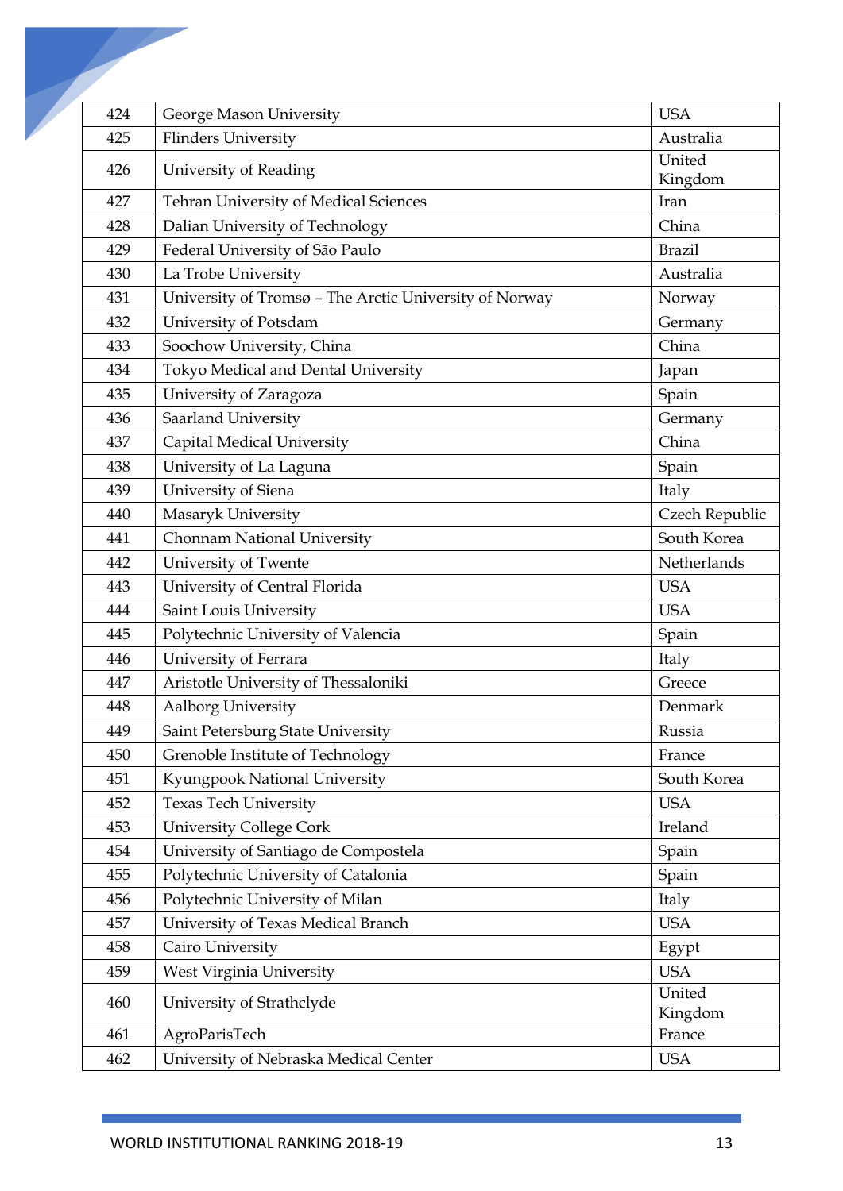| 424 | George Mason University | USA |
|---|---|---|
| 425 | Flinders University | Australia |
| 426 | University of Reading | United Kingdom |
| 427 | Tehran University of Medical Sciences | Iran |
| 428 | Dalian University of Technology | China |
| 429 | Federal University of São Paulo | Brazil |
| 430 | La Trobe University | Australia |
| 431 | University of Tromsø – The Arctic University of Norway | Norway |
| 432 | University of Potsdam | Germany |
| 433 | Soochow University, China | China |
| 434 | Tokyo Medical and Dental University | Japan |
| 435 | University of Zaragoza | Spain |
| 436 | Saarland University | Germany |
| 437 | Capital Medical University | China |
| 438 | University of La Laguna | Spain |
| 439 | University of Siena | Italy |
| 440 | Masaryk University | Czech Republic |
| 441 | Chonnam National University | South Korea |
| 442 | University of Twente | Netherlands |
| 443 | University of Central Florida | USA |
| 444 | Saint Louis University | USA |
| 445 | Polytechnic University of Valencia | Spain |
| 446 | University of Ferrara | Italy |
| 447 | Aristotle University of Thessaloniki | Greece |
| 448 | Aalborg University | Denmark |
| 449 | Saint Petersburg State University | Russia |
| 450 | Grenoble Institute of Technology | France |
| 451 | Kyungpook National University | South Korea |
| 452 | Texas Tech University | USA |
| 453 | University College Cork | Ireland |
| 454 | University of Santiago de Compostela | Spain |
| 455 | Polytechnic University of Catalonia | Spain |
| 456 | Polytechnic University of Milan | Italy |
| 457 | University of Texas Medical Branch | USA |
| 458 | Cairo University | Egypt |
| 459 | West Virginia University | USA |
| 460 | University of Strathclyde | United Kingdom |
| 461 | AgroParisTech | France |
| 462 | University of Nebraska Medical Center | USA |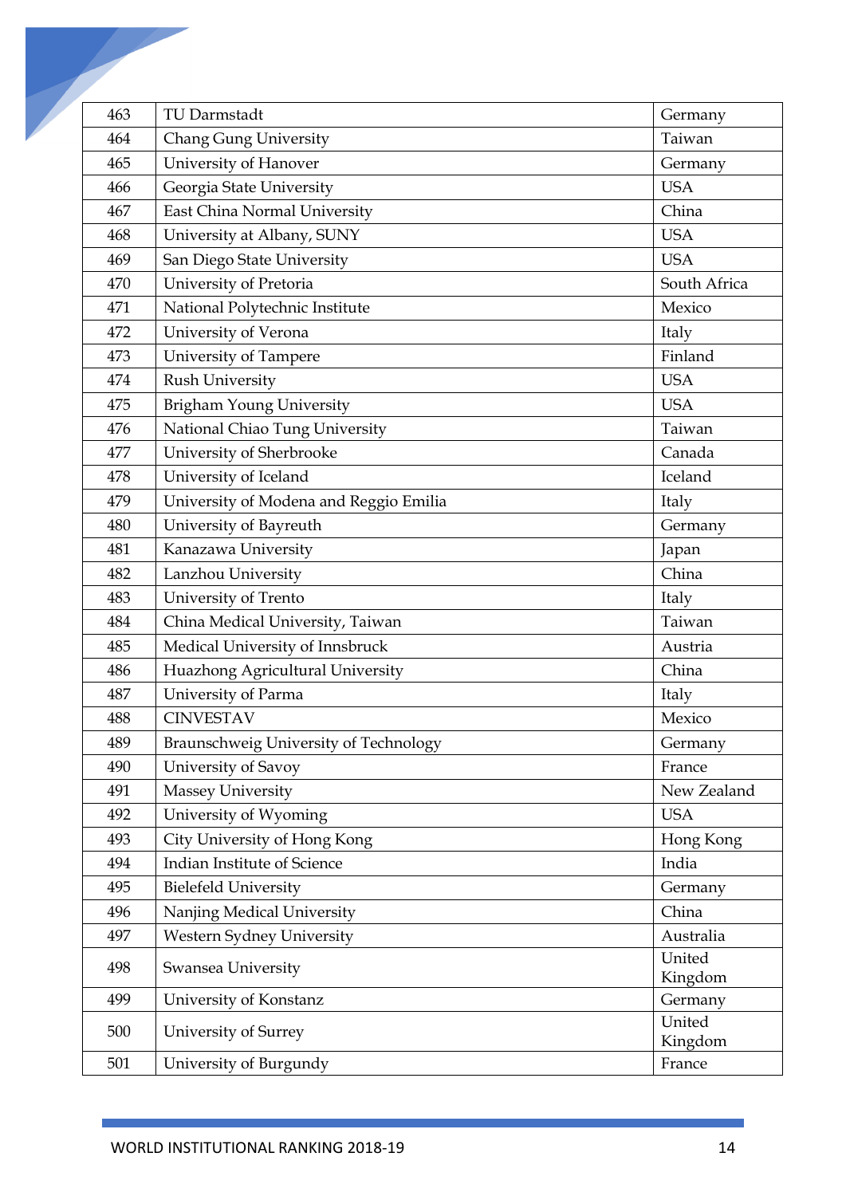| 463 | TU Darmstadt | Germany |
|---|---|---|
| 464 | Chang Gung University | Taiwan |
| 465 | University of Hanover | Germany |
| 466 | Georgia State University | USA |
| 467 | East China Normal University | China |
| 468 | University at Albany, SUNY | USA |
| 469 | San Diego State University | USA |
| 470 | University of Pretoria | South Africa |
| 471 | National Polytechnic Institute | Mexico |
| 472 | University of Verona | Italy |
| 473 | University of Tampere | Finland |
| 474 | Rush University | USA |
| 475 | Brigham Young University | USA |
| 476 | National Chiao Tung University | Taiwan |
| 477 | University of Sherbrooke | Canada |
| 478 | University of Iceland | Iceland |
| 479 | University of Modena and Reggio Emilia | Italy |
| 480 | University of Bayreuth | Germany |
| 481 | Kanazawa University | Japan |
| 482 | Lanzhou University | China |
| 483 | University of Trento | Italy |
| 484 | China Medical University, Taiwan | Taiwan |
| 485 | Medical University of Innsbruck | Austria |
| 486 | Huazhong Agricultural University | China |
| 487 | University of Parma | Italy |
| 488 | CINVESTAV | Mexico |
| 489 | Braunschweig University of Technology | Germany |
| 490 | University of Savoy | France |
| 491 | Massey University | New Zealand |
| 492 | University of Wyoming | USA |
| 493 | City University of Hong Kong | Hong Kong |
| 494 | Indian Institute of Science | India |
| 495 | Bielefeld University | Germany |
| 496 | Nanjing Medical University | China |
| 497 | Western Sydney University | Australia |
| 498 | Swansea University | United Kingdom |
| 499 | University of Konstanz | Germany |
| 500 | University of Surrey | United Kingdom |
| 501 | University of Burgundy | France |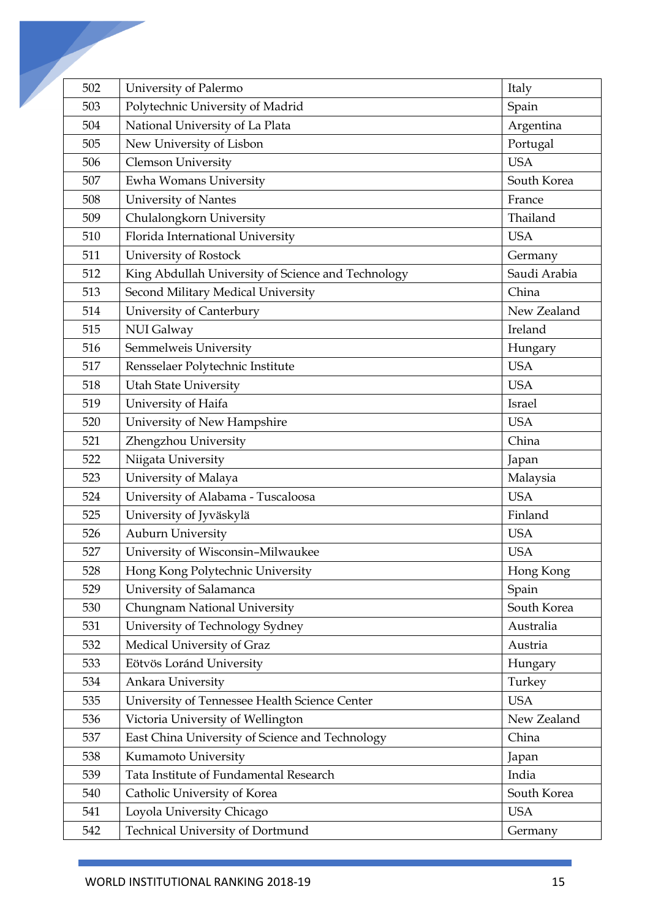| 502 | University of Palermo | Italy |
|---|---|---|
| 503 | Polytechnic University of Madrid | Spain |
| 504 | National University of La Plata | Argentina |
| 505 | New University of Lisbon | Portugal |
| 506 | Clemson University | USA |
| 507 | Ewha Womans University | South Korea |
| 508 | University of Nantes | France |
| 509 | Chulalongkorn University | Thailand |
| 510 | Florida International University | USA |
| 511 | University of Rostock | Germany |
| 512 | King Abdullah University of Science and Technology | Saudi Arabia |
| 513 | Second Military Medical University | China |
| 514 | University of Canterbury | New Zealand |
| 515 | NUI Galway | Ireland |
| 516 | Semmelweis University | Hungary |
| 517 | Rensselaer Polytechnic Institute | USA |
| 518 | Utah State University | USA |
| 519 | University of Haifa | Israel |
| 520 | University of New Hampshire | USA |
| 521 | Zhengzhou University | China |
| 522 | Niigata University | Japan |
| 523 | University of Malaya | Malaysia |
| 524 | University of Alabama - Tuscaloosa | USA |
| 525 | University of Jyväskylä | Finland |
| 526 | Auburn University | USA |
| 527 | University of Wisconsin–Milwaukee | USA |
| 528 | Hong Kong Polytechnic University | Hong Kong |
| 529 | University of Salamanca | Spain |
| 530 | Chungnam National University | South Korea |
| 531 | University of Technology Sydney | Australia |
| 532 | Medical University of Graz | Austria |
| 533 | Eötvös Loránd University | Hungary |
| 534 | Ankara University | Turkey |
| 535 | University of Tennessee Health Science Center | USA |
| 536 | Victoria University of Wellington | New Zealand |
| 537 | East China University of Science and Technology | China |
| 538 | Kumamoto University | Japan |
| 539 | Tata Institute of Fundamental Research | India |
| 540 | Catholic University of Korea | South Korea |
| 541 | Loyola University Chicago | USA |
| 542 | Technical University of Dortmund | Germany |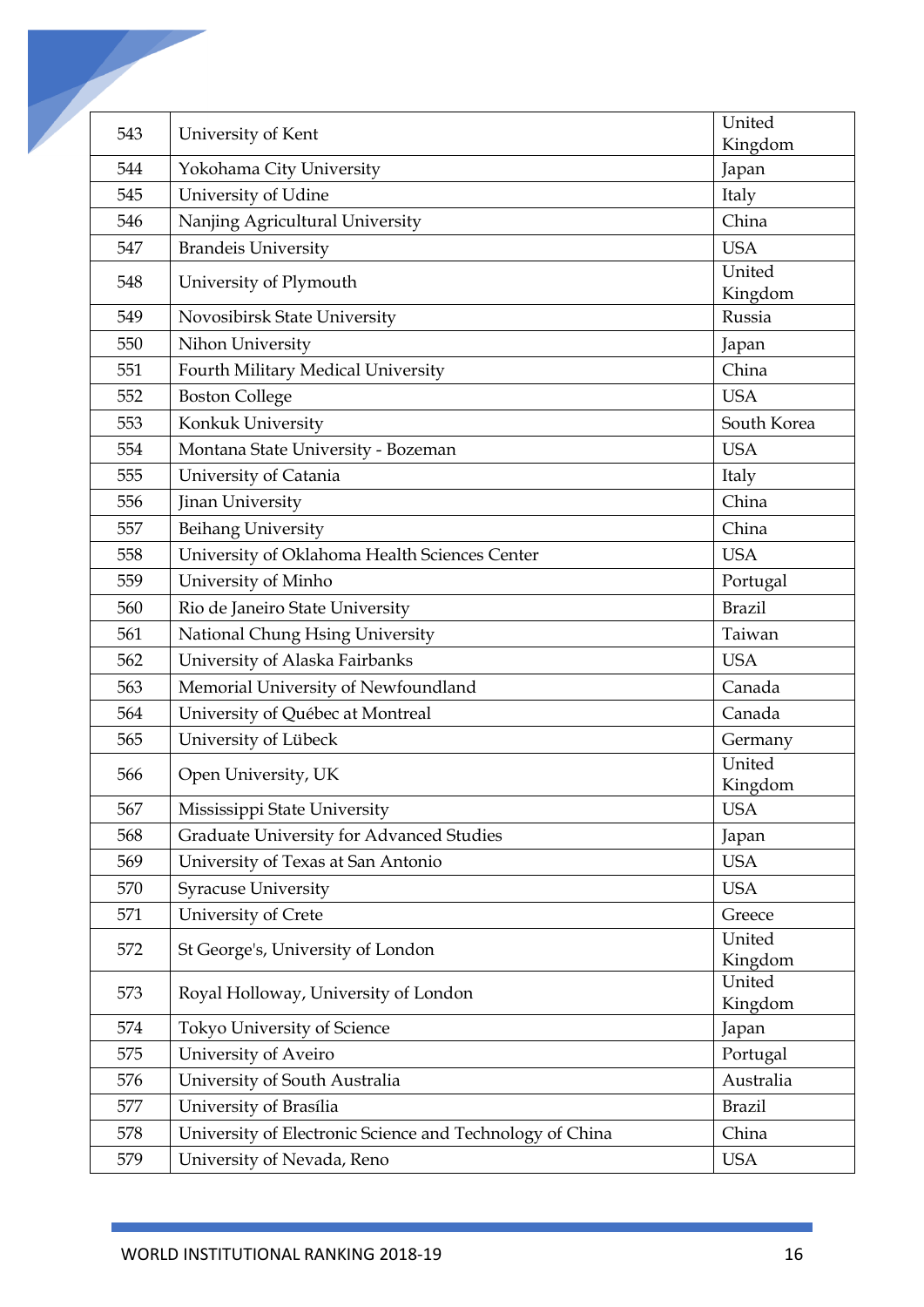| 543 | University of Kent | United Kingdom |
|---|---|---|
| 544 | Yokohama City University | Japan |
| 545 | University of Udine | Italy |
| 546 | Nanjing Agricultural University | China |
| 547 | Brandeis University | USA |
| 548 | University of Plymouth | United Kingdom |
| 549 | Novosibirsk State University | Russia |
| 550 | Nihon University | Japan |
| 551 | Fourth Military Medical University | China |
| 552 | Boston College | USA |
| 553 | Konkuk University | South Korea |
| 554 | Montana State University - Bozeman | USA |
| 555 | University of Catania | Italy |
| 556 | Jinan University | China |
| 557 | Beihang University | China |
| 558 | University of Oklahoma Health Sciences Center | USA |
| 559 | University of Minho | Portugal |
| 560 | Rio de Janeiro State University | Brazil |
| 561 | National Chung Hsing University | Taiwan |
| 562 | University of Alaska Fairbanks | USA |
| 563 | Memorial University of Newfoundland | Canada |
| 564 | University of Québec at Montreal | Canada |
| 565 | University of Lübeck | Germany |
| 566 | Open University, UK | United Kingdom |
| 567 | Mississippi State University | USA |
| 568 | Graduate University for Advanced Studies | Japan |
| 569 | University of Texas at San Antonio | USA |
| 570 | Syracuse University | USA |
| 571 | University of Crete | Greece |
| 572 | St George's, University of London | United Kingdom |
| 573 | Royal Holloway, University of London | United Kingdom |
| 574 | Tokyo University of Science | Japan |
| 575 | University of Aveiro | Portugal |
| 576 | University of South Australia | Australia |
| 577 | University of Brasília | Brazil |
| 578 | University of Electronic Science and Technology of China | China |
| 579 | University of Nevada, Reno | USA |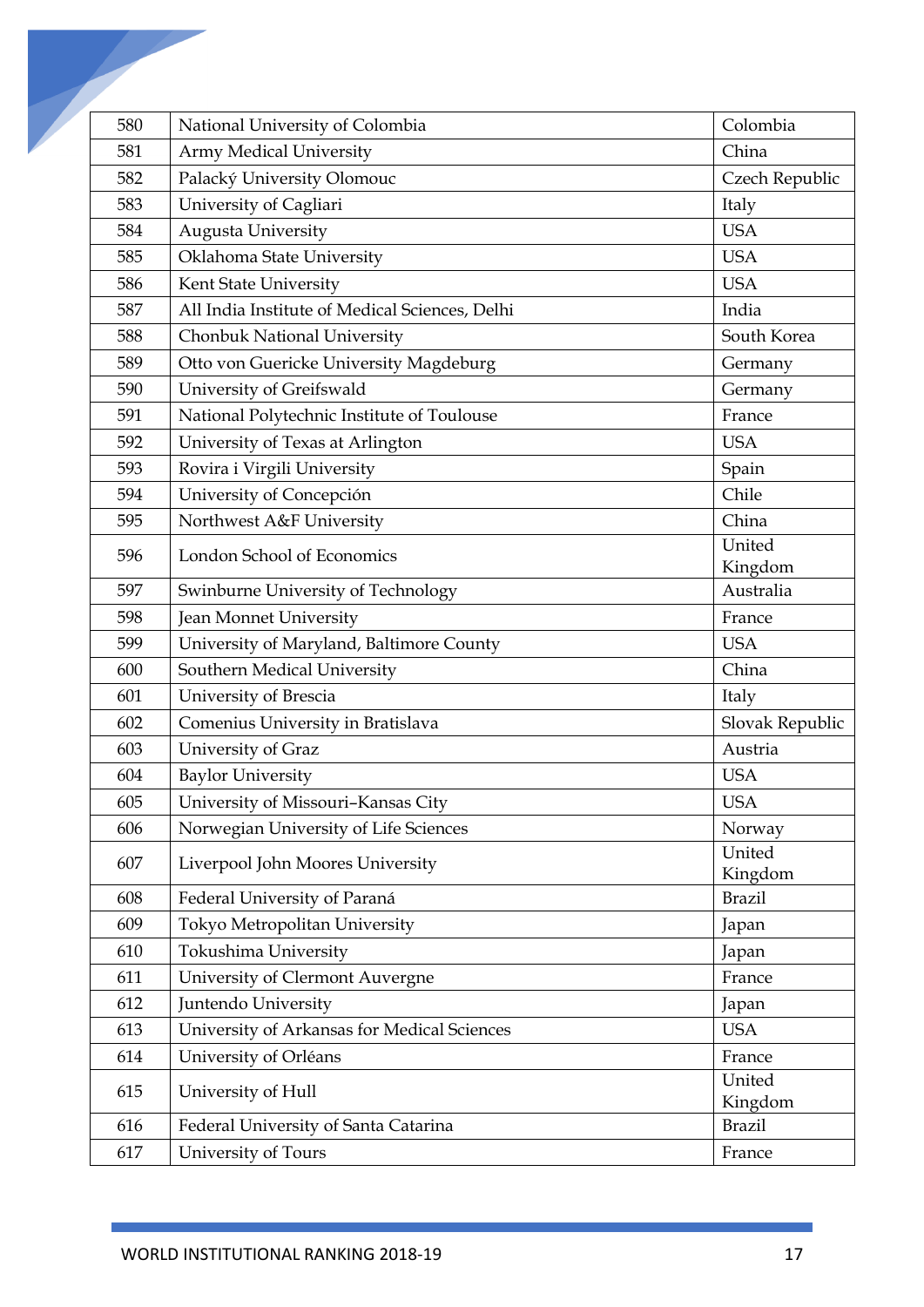| 580 | National University of Colombia | Colombia |
|---|---|---|
| 581 | Army Medical University | China |
| 582 | Palacký University Olomouc | Czech Republic |
| 583 | University of Cagliari | Italy |
| 584 | Augusta University | USA |
| 585 | Oklahoma State University | USA |
| 586 | Kent State University | USA |
| 587 | All India Institute of Medical Sciences, Delhi | India |
| 588 | Chonbuk National University | South Korea |
| 589 | Otto von Guericke University Magdeburg | Germany |
| 590 | University of Greifswald | Germany |
| 591 | National Polytechnic Institute of Toulouse | France |
| 592 | University of Texas at Arlington | USA |
| 593 | Rovira i Virgili University | Spain |
| 594 | University of Concepción | Chile |
| 595 | Northwest A&F University | China |
| 596 | London School of Economics | United Kingdom |
| 597 | Swinburne University of Technology | Australia |
| 598 | Jean Monnet University | France |
| 599 | University of Maryland, Baltimore County | USA |
| 600 | Southern Medical University | China |
| 601 | University of Brescia | Italy |
| 602 | Comenius University in Bratislava | Slovak Republic |
| 603 | University of Graz | Austria |
| 604 | Baylor University | USA |
| 605 | University of Missouri–Kansas City | USA |
| 606 | Norwegian University of Life Sciences | Norway |
| 607 | Liverpool John Moores University | United Kingdom |
| 608 | Federal University of Paraná | Brazil |
| 609 | Tokyo Metropolitan University | Japan |
| 610 | Tokushima University | Japan |
| 611 | University of Clermont Auvergne | France |
| 612 | Juntendo University | Japan |
| 613 | University of Arkansas for Medical Sciences | USA |
| 614 | University of Orléans | France |
| 615 | University of Hull | United Kingdom |
| 616 | Federal University of Santa Catarina | Brazil |
| 617 | University of Tours | France |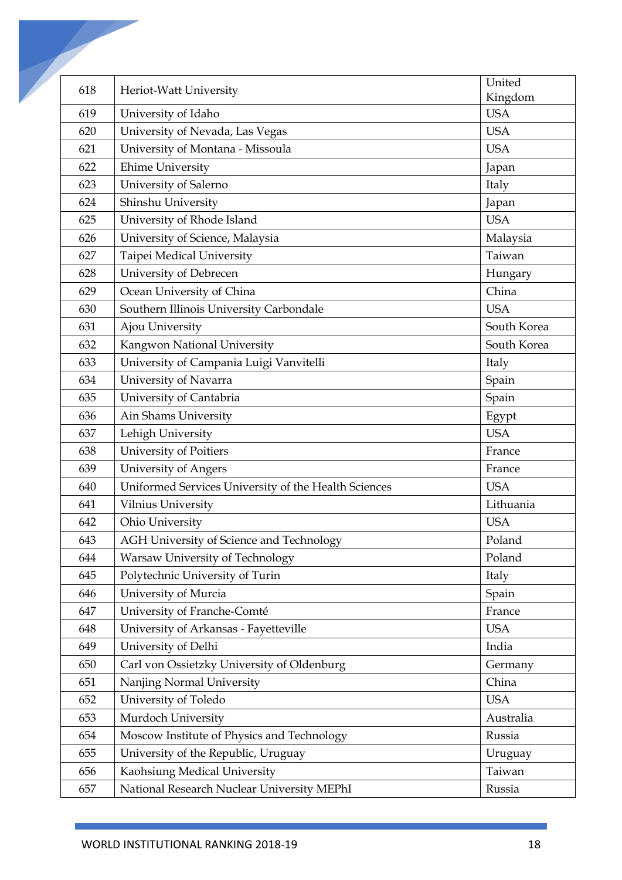| 618 | Heriot-Watt University | United Kingdom |
|---|---|---|
| 619 | University of Idaho | USA |
| 620 | University of Nevada, Las Vegas | USA |
| 621 | University of Montana - Missoula | USA |
| 622 | Ehime University | Japan |
| 623 | University of Salerno | Italy |
| 624 | Shinshu University | Japan |
| 625 | University of Rhode Island | USA |
| 626 | University of Science, Malaysia | Malaysia |
| 627 | Taipei Medical University | Taiwan |
| 628 | University of Debrecen | Hungary |
| 629 | Ocean University of China | China |
| 630 | Southern Illinois University Carbondale | USA |
| 631 | Ajou University | South Korea |
| 632 | Kangwon National University | South Korea |
| 633 | University of Campania Luigi Vanvitelli | Italy |
| 634 | University of Navarra | Spain |
| 635 | University of Cantabria | Spain |
| 636 | Ain Shams University | Egypt |
| 637 | Lehigh University | USA |
| 638 | University of Poitiers | France |
| 639 | University of Angers | France |
| 640 | Uniformed Services University of the Health Sciences | USA |
| 641 | Vilnius University | Lithuania |
| 642 | Ohio University | USA |
| 643 | AGH University of Science and Technology | Poland |
| 644 | Warsaw University of Technology | Poland |
| 645 | Polytechnic University of Turin | Italy |
| 646 | University of Murcia | Spain |
| 647 | University of Franche-Comté | France |
| 648 | University of Arkansas - Fayetteville | USA |
| 649 | University of Delhi | India |
| 650 | Carl von Ossietzky University of Oldenburg | Germany |
| 651 | Nanjing Normal University | China |
| 652 | University of Toledo | USA |
| 653 | Murdoch University | Australia |
| 654 | Moscow Institute of Physics and Technology | Russia |
| 655 | University of the Republic, Uruguay | Uruguay |
| 656 | Kaohsiung Medical University | Taiwan |
| 657 | National Research Nuclear University MEPhI | Russia |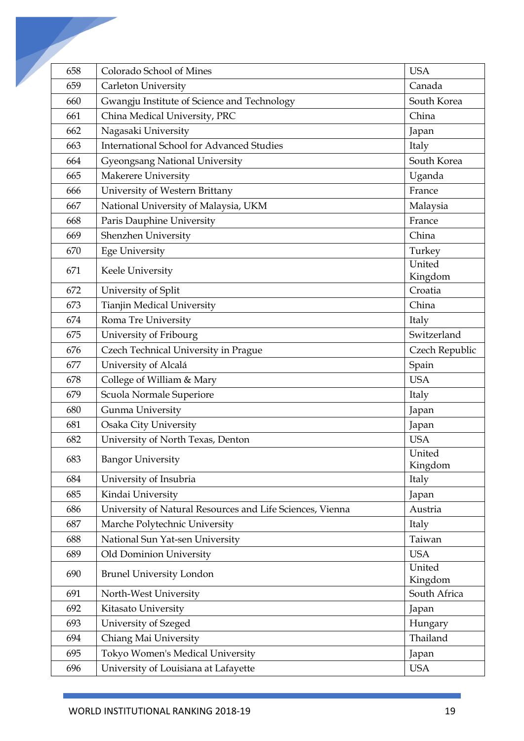| 658 | Colorado School of Mines | USA |
|---|---|---|
| 659 | Carleton University | Canada |
| 660 | Gwangju Institute of Science and Technology | South Korea |
| 661 | China Medical University, PRC | China |
| 662 | Nagasaki University | Japan |
| 663 | International School for Advanced Studies | Italy |
| 664 | Gyeongsang National University | South Korea |
| 665 | Makerere University | Uganda |
| 666 | University of Western Brittany | France |
| 667 | National University of Malaysia, UKM | Malaysia |
| 668 | Paris Dauphine University | France |
| 669 | Shenzhen University | China |
| 670 | Ege University | Turkey |
| 671 | Keele University | United Kingdom |
| 672 | University of Split | Croatia |
| 673 | Tianjin Medical University | China |
| 674 | Roma Tre University | Italy |
| 675 | University of Fribourg | Switzerland |
| 676 | Czech Technical University in Prague | Czech Republic |
| 677 | University of Alcalá | Spain |
| 678 | College of William & Mary | USA |
| 679 | Scuola Normale Superiore | Italy |
| 680 | Gunma University | Japan |
| 681 | Osaka City University | Japan |
| 682 | University of North Texas, Denton | USA |
| 683 | Bangor University | United Kingdom |
| 684 | University of Insubria | Italy |
| 685 | Kindai University | Japan |
| 686 | University of Natural Resources and Life Sciences, Vienna | Austria |
| 687 | Marche Polytechnic University | Italy |
| 688 | National Sun Yat-sen University | Taiwan |
| 689 | Old Dominion University | USA |
| 690 | Brunel University London | United Kingdom |
| 691 | North-West University | South Africa |
| 692 | Kitasato University | Japan |
| 693 | University of Szeged | Hungary |
| 694 | Chiang Mai University | Thailand |
| 695 | Tokyo Women's Medical University | Japan |
| 696 | University of Louisiana at Lafayette | USA |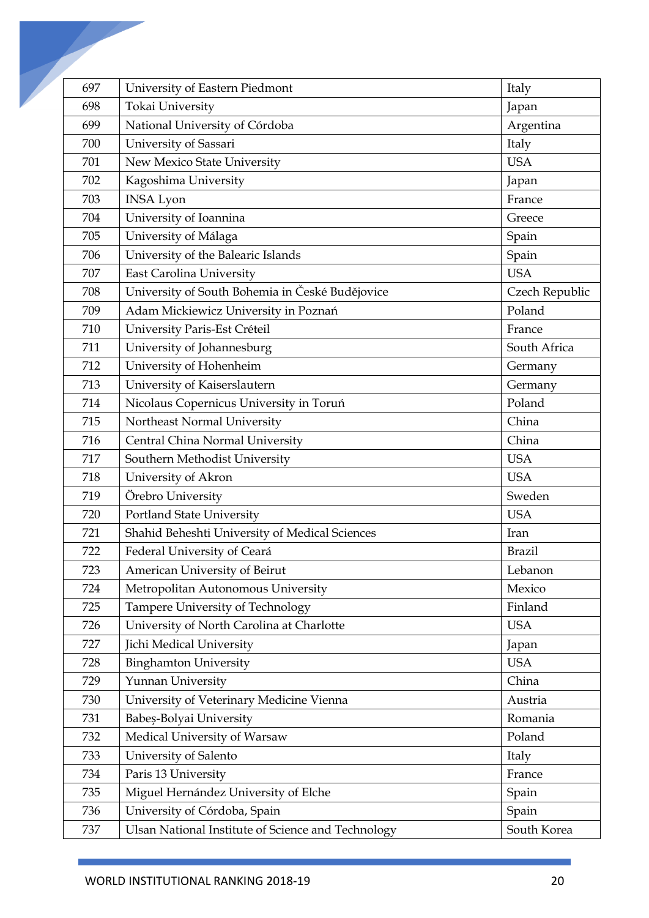| 697 | University of Eastern Piedmont | Italy |
|---|---|---|
| 698 | Tokai University | Japan |
| 699 | National University of Córdoba | Argentina |
| 700 | University of Sassari | Italy |
| 701 | New Mexico State University | USA |
| 702 | Kagoshima University | Japan |
| 703 | INSA Lyon | France |
| 704 | University of Ioannina | Greece |
| 705 | University of Málaga | Spain |
| 706 | University of the Balearic Islands | Spain |
| 707 | East Carolina University | USA |
| 708 | University of South Bohemia in České Budějovice | Czech Republic |
| 709 | Adam Mickiewicz University in Poznań | Poland |
| 710 | University Paris-Est Créteil | France |
| 711 | University of Johannesburg | South Africa |
| 712 | University of Hohenheim | Germany |
| 713 | University of Kaiserslautern | Germany |
| 714 | Nicolaus Copernicus University in Toruń | Poland |
| 715 | Northeast Normal University | China |
| 716 | Central China Normal University | China |
| 717 | Southern Methodist University | USA |
| 718 | University of Akron | USA |
| 719 | Örebro University | Sweden |
| 720 | Portland State University | USA |
| 721 | Shahid Beheshti University of Medical Sciences | Iran |
| 722 | Federal University of Ceará | Brazil |
| 723 | American University of Beirut | Lebanon |
| 724 | Metropolitan Autonomous University | Mexico |
| 725 | Tampere University of Technology | Finland |
| 726 | University of North Carolina at Charlotte | USA |
| 727 | Jichi Medical University | Japan |
| 728 | Binghamton University | USA |
| 729 | Yunnan University | China |
| 730 | University of Veterinary Medicine Vienna | Austria |
| 731 | Babeş-Bolyai University | Romania |
| 732 | Medical University of Warsaw | Poland |
| 733 | University of Salento | Italy |
| 734 | Paris 13 University | France |
| 735 | Miguel Hernández University of Elche | Spain |
| 736 | University of Córdoba, Spain | Spain |
| 737 | Ulsan National Institute of Science and Technology | South Korea |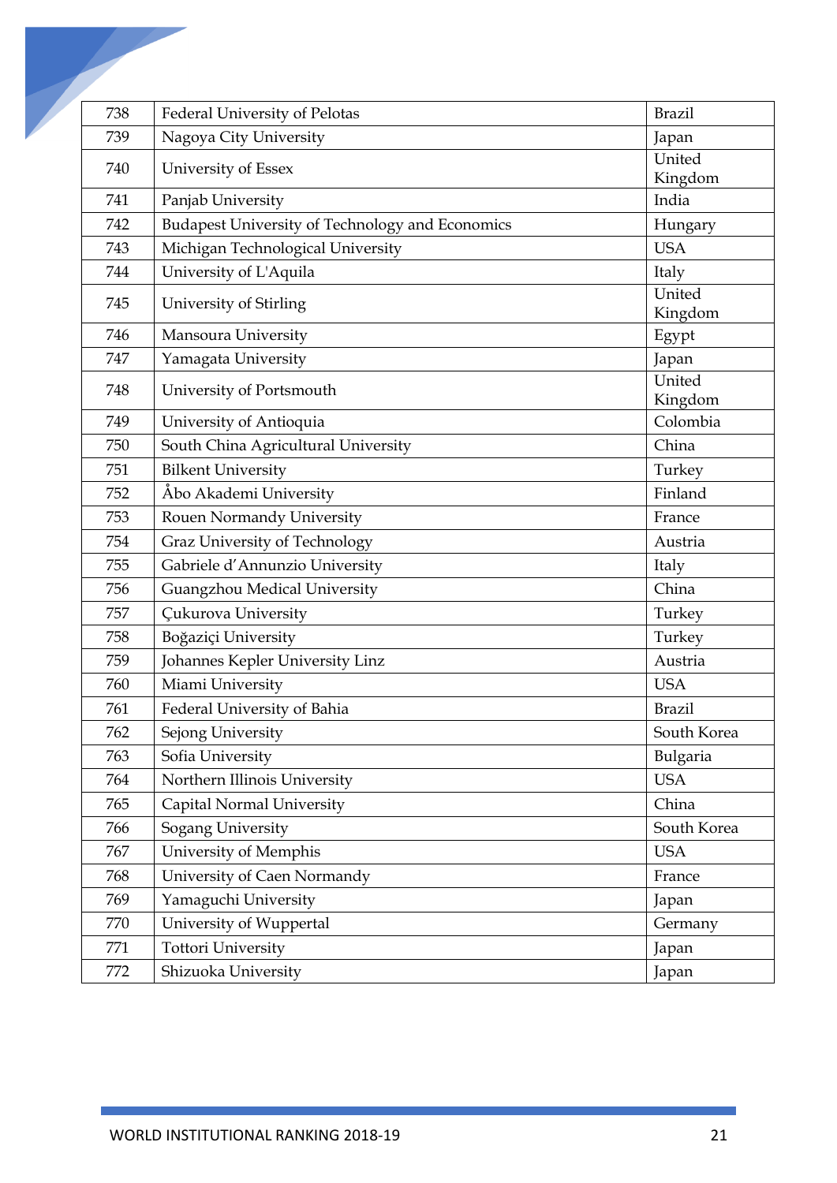| | | |
|---|---|---|
| 738 | Federal University of Pelotas | Brazil |
| 739 | Nagoya City University | Japan |
| 740 | University of Essex | United Kingdom |
| 741 | Panjab University | India |
| 742 | Budapest University of Technology and Economics | Hungary |
| 743 | Michigan Technological University | USA |
| 744 | University of L'Aquila | Italy |
| 745 | University of Stirling | United Kingdom |
| 746 | Mansoura University | Egypt |
| 747 | Yamagata University | Japan |
| 748 | University of Portsmouth | United Kingdom |
| 749 | University of Antioquia | Colombia |
| 750 | South China Agricultural University | China |
| 751 | Bilkent University | Turkey |
| 752 | Åbo Akademi University | Finland |
| 753 | Rouen Normandy University | France |
| 754 | Graz University of Technology | Austria |
| 755 | Gabriele d'Annunzio University | Italy |
| 756 | Guangzhou Medical University | China |
| 757 | Çukurova University | Turkey |
| 758 | Boğaziçi University | Turkey |
| 759 | Johannes Kepler University Linz | Austria |
| 760 | Miami University | USA |
| 761 | Federal University of Bahia | Brazil |
| 762 | Sejong University | South Korea |
| 763 | Sofia University | Bulgaria |
| 764 | Northern Illinois University | USA |
| 765 | Capital Normal University | China |
| 766 | Sogang University | South Korea |
| 767 | University of Memphis | USA |
| 768 | University of Caen Normandy | France |
| 769 | Yamaguchi University | Japan |
| 770 | University of Wuppertal | Germany |
| 771 | Tottori University | Japan |
| 772 | Shizuoka University | Japan |